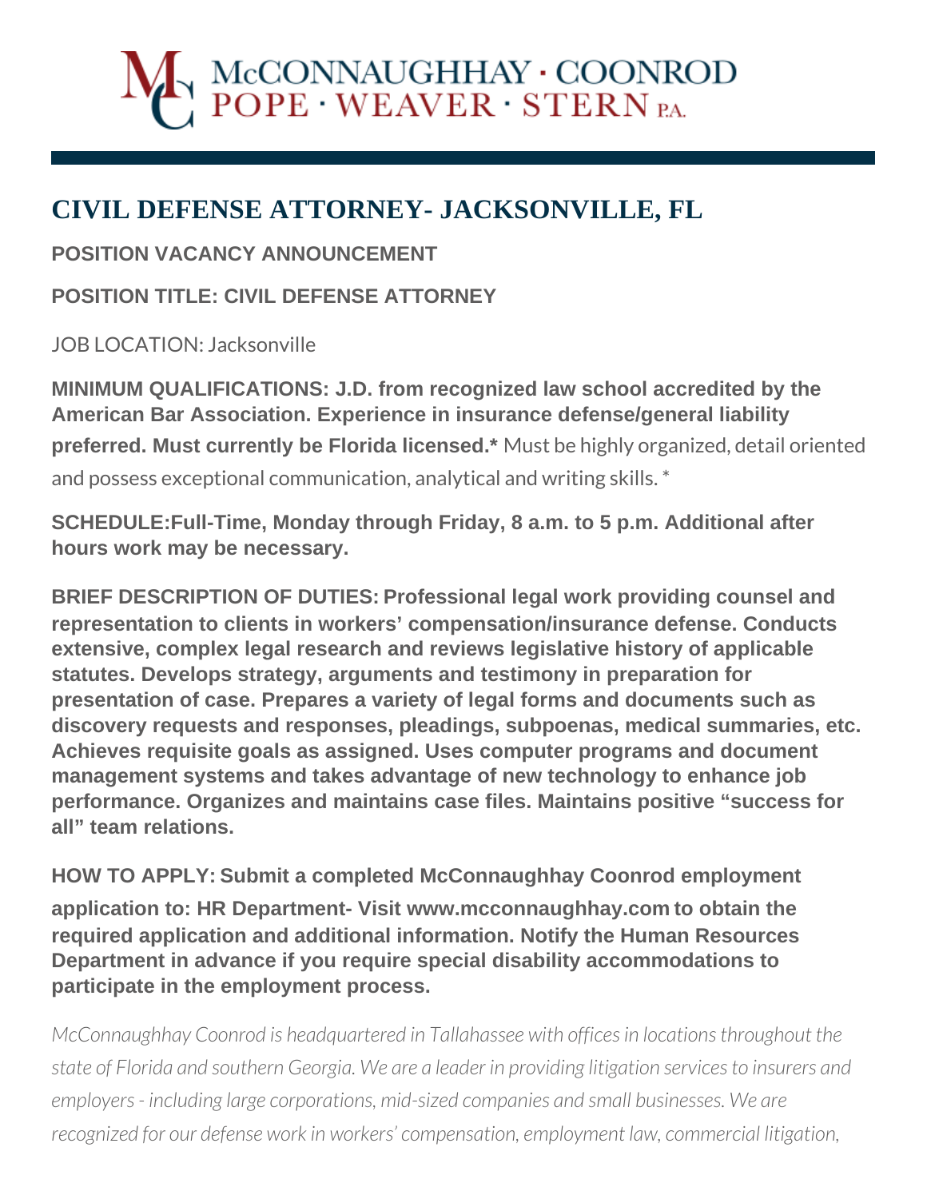McCONNAUGHHAY · COONROD
POPE · WEAVER · STERN P.A.

# CIVIL DEFENSE ATTORNEY- JACKSONVILLE, FL

**POSITION VACANCY ANNOUNCEMENT**

**POSITION TITLE: CIVIL DEFENSE ATTORNEY**

JOB LOCATION: Jacksonville

**MINIMUM QUALIFICATIONS: J.D. from recognized law school accredited by the American Bar Association. Experience in insurance defense/general liability preferred. Must currently be Florida licensed.*** Must be highly organized, detail oriented and possess exceptional communication, analytical and writing skills. *

**SCHEDULE:Full-Time, Monday through Friday, 8 a.m. to 5 p.m. Additional after hours work may be necessary.**

**BRIEF DESCRIPTION OF DUTIES: Professional legal work providing counsel and representation to clients in workers' compensation/insurance defense. Conducts extensive, complex legal research and reviews legislative history of applicable statutes. Develops strategy, arguments and testimony in preparation for presentation of case. Prepares a variety of legal forms and documents such as discovery requests and responses, pleadings, subpoenas, medical summaries, etc. Achieves requisite goals as assigned. Uses computer programs and document management systems and takes advantage of new technology to enhance job performance. Organizes and maintains case files. Maintains positive "success for all" team relations.**

**HOW TO APPLY: Submit a completed McConnaughhay Coonrod employment application to: HR Department- Visit www.mcconnaughhay.com to obtain the required application and additional information. Notify the Human Resources Department in advance if you require special disability accommodations to participate in the employment process.**

*McConnaughhay Coonrod is headquartered in Tallahassee with offices in locations throughout the state of Florida and southern Georgia. We are a leader in providing litigation services to insurers and employers - including large corporations, mid-sized companies and small businesses. We are recognized for our defense work in workers' compensation, employment law, commercial litigation,*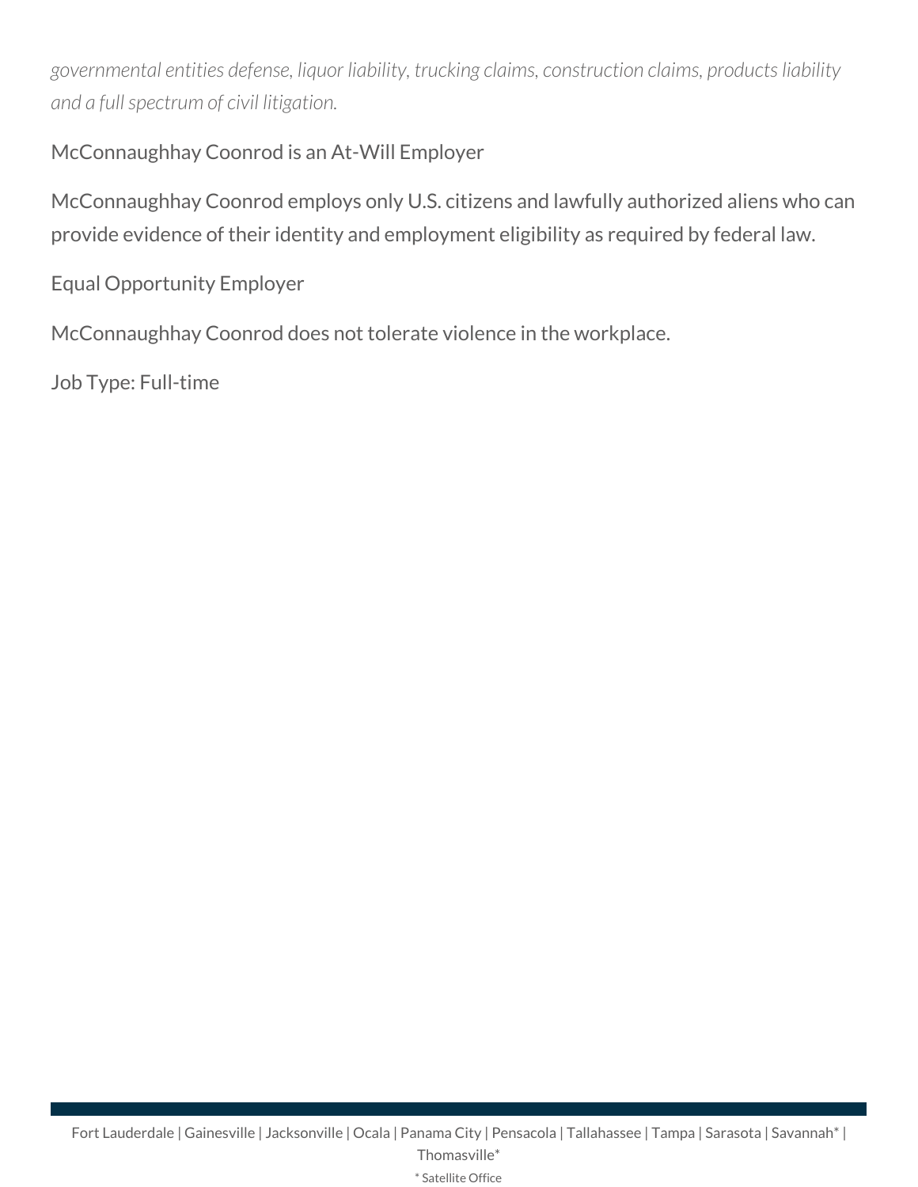*governmental entities defense, liquor liability, trucking claims, construction claims, products liability and a full spectrum of civil litigation.*

McConnaughhay Coonrod is an At-Will Employer

McConnaughhay Coonrod employs only U.S. citizens and lawfully authorized aliens who can provide evidence of their identity and employment eligibility as required by federal law.

Equal Opportunity Employer

McConnaughhay Coonrod does not tolerate violence in the workplace.

Job Type: Full-time